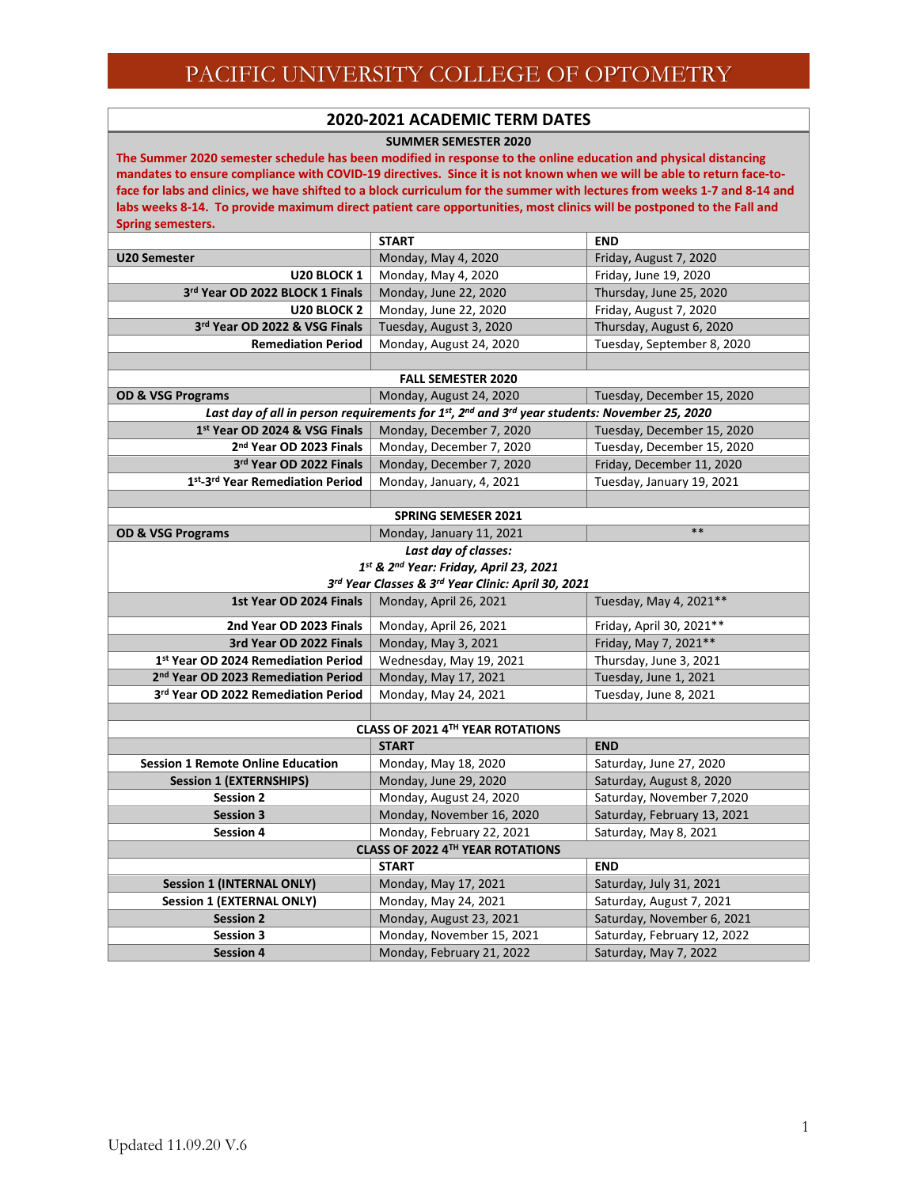# PACIFIC UNIVERSITY COLLEGE OF OPTOMETRY

## 2020-2021 ACADEMIC TERM DATES

### SUMMER SEMESTER 2020

**The Summer 2020 semester schedule has been modified in response to the online education and physical distancing mandates to ensure compliance with COVID-19 directives. Since it is not known when we will be able to return face-to-face for labs and clinics, we have shifted to a block curriculum for the summer with lectures from weeks 1-7 and 8-14 and labs weeks 8-14. To provide maximum direct patient care opportunities, most clinics will be postponed to the Fall and Spring semesters.**

| | START | END |
|---|---|---|
| **U20 Semester** | Monday, May 4, 2020 | Friday, August 7, 2020 |
| **U20 BLOCK 1** | Monday, May 4, 2020 | Friday, June 19, 2020 |
| **3rd Year OD 2022 BLOCK 1 Finals** | Monday, June 22, 2020 | Thursday, June 25, 2020 |
| **U20 BLOCK 2** | Monday, June 22, 2020 | Friday, August 7, 2020 |
| **3rd Year OD 2022 & VSG Finals** | Tuesday, August 3, 2020 | Thursday, August 6, 2020 |
| **Remediation Period** | Monday, August 24, 2020 | Tuesday, September 8, 2020 |

### FALL SEMESTER 2020

| | START | END |
|---|---|---|
| **OD & VSG Programs** | Monday, August 24, 2020 | Tuesday, December 15, 2020 |
| ***Last day of all in person requirements for 1st, 2nd and 3rd year students: November 25, 2020*** | | |
| **1st Year OD 2024 & VSG Finals** | Monday, December 7, 2020 | Tuesday, December 15, 2020 |
| **2nd Year OD 2023 Finals** | Monday, December 7, 2020 | Tuesday, December 15, 2020 |
| **3rd Year OD 2022 Finals** | Monday, December 7, 2020 | Friday, December 11, 2020 |
| **1st-3rd Year Remediation Period** | Monday, January, 4, 2021 | Tuesday, January 19, 2021 |

### SPRING SEMESER 2021

| | START | END |
|---|---|---|
| **OD & VSG Programs** | Monday, January 11, 2021 | ** |
| ***Last day of classes: 1st & 2nd Year: Friday, April 23, 2021; 3rd Year Classes & 3rd Year Clinic: April 30, 2021*** | | |
| **1st Year OD 2024 Finals** | Monday, April 26, 2021 | Tuesday, May 4, 2021** |
| **2nd Year OD 2023 Finals** | Monday, April 26, 2021 | Friday, April 30, 2021** |
| **3rd Year OD 2022 Finals** | Monday, May 3, 2021 | Friday, May 7, 2021** |
| **1st Year OD 2024 Remediation Period** | Wednesday, May 19, 2021 | Thursday, June 3, 2021 |
| **2nd Year OD 2023 Remediation Period** | Monday, May 17, 2021 | Tuesday, June 1, 2021 |
| **3rd Year OD 2022 Remediation Period** | Monday, May 24, 2021 | Tuesday, June 8, 2021 |

### CLASS OF 2021 4TH YEAR ROTATIONS

| | START | END |
|---|---|---|
| **Session 1 Remote Online Education** | Monday, May 18, 2020 | Saturday, June 27, 2020 |
| **Session 1 (EXTERNSHIPS)** | Monday, June 29, 2020 | Saturday, August 8, 2020 |
| **Session 2** | Monday, August 24, 2020 | Saturday, November 7,2020 |
| **Session 3** | Monday, November 16, 2020 | Saturday, February 13, 2021 |
| **Session 4** | Monday, February 22, 2021 | Saturday, May 8, 2021 |

### CLASS OF 2022 4TH YEAR ROTATIONS

| | START | END |
|---|---|---|
| **Session 1 (INTERNAL ONLY)** | Monday, May 17, 2021 | Saturday, July 31, 2021 |
| **Session 1 (EXTERNAL ONLY)** | Monday, May 24, 2021 | Saturday, August 7, 2021 |
| **Session 2** | Monday, August 23, 2021 | Saturday, November 6, 2021 |
| **Session 3** | Monday, November 15, 2021 | Saturday, February 12, 2022 |
| **Session 4** | Monday, February 21, 2022 | Saturday, May 7, 2022 |

Updated 11.09.20 V.6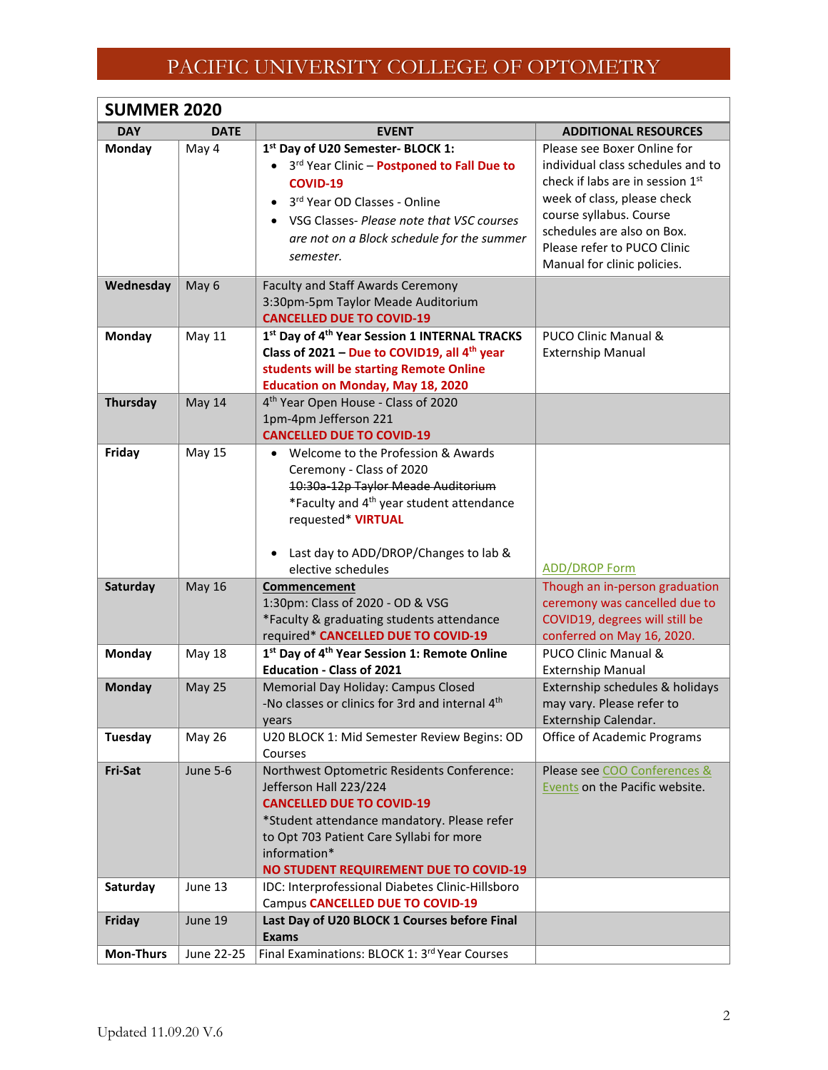# PACIFIC UNIVERSITY COLLEGE OF OPTOMETRY

## SUMMER 2020

| DAY | DATE | EVENT | ADDITIONAL RESOURCES |
|---|---|---|---|
| **Monday** | May 4 | **1st Day of U20 Semester- BLOCK 1:** • 3rd Year Clinic – **Postponed to Fall Due to COVID-19** • 3rd Year OD Classes - Online • VSG Classes- *Please note that VSC courses are not on a Block schedule for the summer semester.* | Please see Boxer Online for individual class schedules and to check if labs are in session 1st week of class, please check course syllabus. Course schedules are also on Box. Please refer to PUCO Clinic Manual for clinic policies. |
| **Wednesday** | May 6 | Faculty and Staff Awards Ceremony 3:30pm-5pm Taylor Meade Auditorium **CANCELLED DUE TO COVID-19** | |
| **Monday** | May 11 | **1st Day of 4th Year Session 1 INTERNAL TRACKS Class of 2021 – Due to COVID19, all 4th year students will be starting Remote Online Education on Monday, May 18, 2020** | PUCO Clinic Manual & Externship Manual |
| **Thursday** | May 14 | 4th Year Open House - Class of 2020 1pm-4pm Jefferson 221 **CANCELLED DUE TO COVID-19** | |
| **Friday** | May 15 | • Welcome to the Profession & Awards Ceremony - Class of 2020 ~~10:30a-12p Taylor Meade Auditorium~~ *Faculty and 4th year student attendance requested* **VIRTUAL** • Last day to ADD/DROP/Changes to lab & elective schedules | ADD/DROP Form |
| **Saturday** | May 16 | **Commencement** 1:30pm: Class of 2020 - OD & VSG *Faculty & graduating students attendance required* **CANCELLED DUE TO COVID-19** | Though an in-person graduation ceremony was cancelled due to COVID19, degrees will still be conferred on May 16, 2020. |
| **Monday** | May 18 | **1st Day of 4th Year Session 1: Remote Online Education - Class of 2021** | PUCO Clinic Manual & Externship Manual |
| **Monday** | May 25 | Memorial Day Holiday: Campus Closed -No classes or clinics for 3rd and internal 4th years | Externship schedules & holidays may vary. Please refer to Externship Calendar. |
| **Tuesday** | May 26 | U20 BLOCK 1: Mid Semester Review Begins: OD Courses | Office of Academic Programs |
| **Fri-Sat** | June 5-6 | Northwest Optometric Residents Conference: Jefferson Hall 223/224 **CANCELLED DUE TO COVID-19** *Student attendance mandatory. Please refer to Opt 703 Patient Care Syllabi for more information* **NO STUDENT REQUIREMENT DUE TO COVID-19** | Please see COO Conferences & Events on the Pacific website. |
| **Saturday** | June 13 | IDC: Interprofessional Diabetes Clinic-Hillsboro Campus **CANCELLED DUE TO COVID-19** | |
| **Friday** | June 19 | **Last Day of U20 BLOCK 1 Courses before Final Exams** | |
| **Mon-Thurs** | June 22-25 | Final Examinations: BLOCK 1: 3rd Year Courses | |

Updated 11.09.20 V.6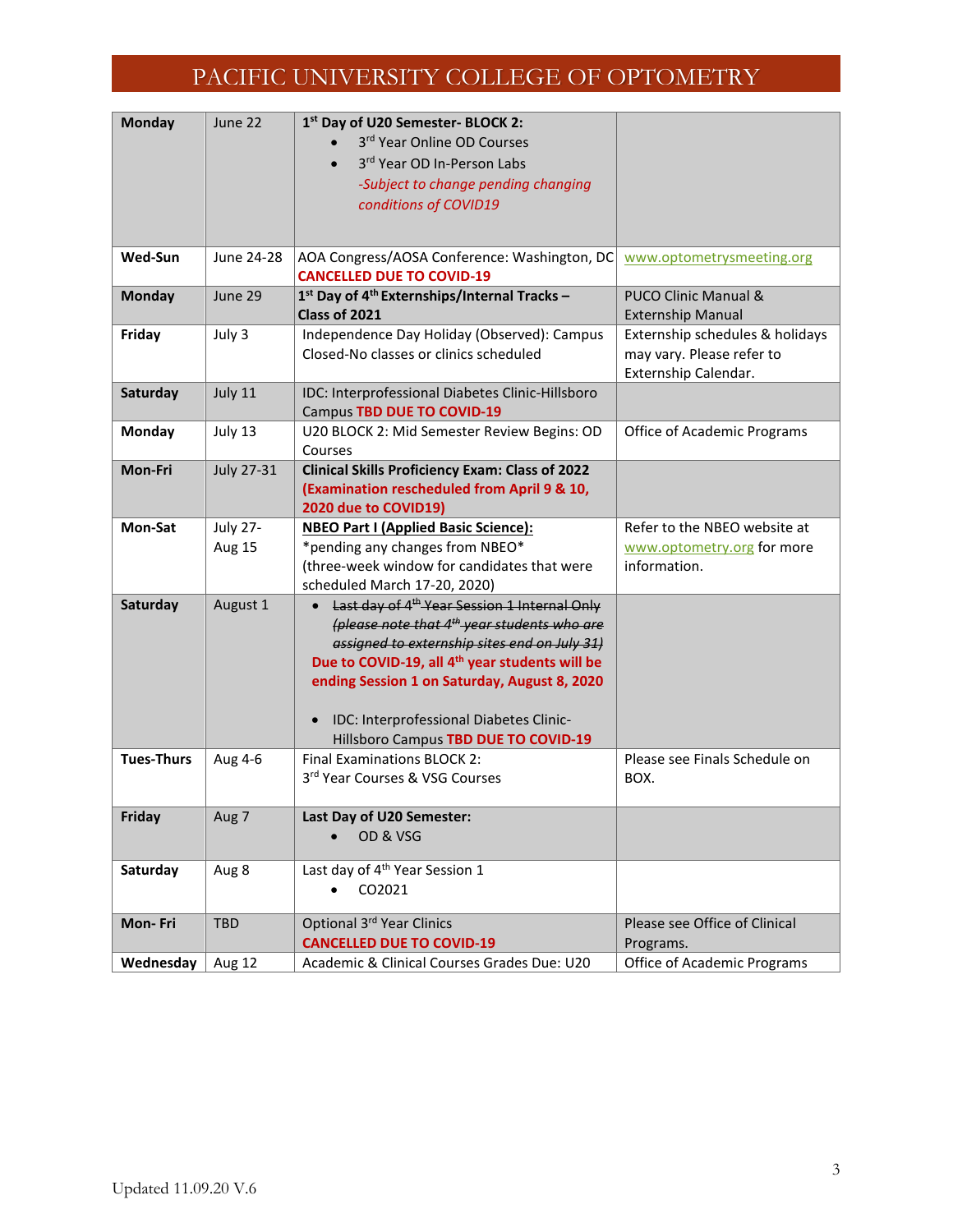# PACIFIC UNIVERSITY COLLEGE OF OPTOMETRY

| | | | |
|---|---|---|---|
| **Monday** | June 22 | **1st Day of U20 Semester- BLOCK 2:** <br>• 3rd Year Online OD Courses <br>• 3rd Year OD In-Person Labs <br>*-Subject to change pending changing conditions of COVID19* | |
| **Wed-Sun** | June 24-28 | AOA Congress/AOSA Conference: Washington, DC **CANCELLED DUE TO COVID-19** | www.optometrysmeeting.org |
| **Monday** | June 29 | **1st Day of 4th Externships/Internal Tracks – Class of 2021** | PUCO Clinic Manual & Externship Manual |
| **Friday** | July 3 | Independence Day Holiday (Observed): Campus Closed-No classes or clinics scheduled | Externship schedules & holidays may vary. Please refer to Externship Calendar. |
| **Saturday** | July 11 | IDC: Interprofessional Diabetes Clinic-Hillsboro Campus **TBD DUE TO COVID-19** | |
| **Monday** | July 13 | U20 BLOCK 2: Mid Semester Review Begins: OD Courses | Office of Academic Programs |
| **Mon-Fri** | July 27-31 | **Clinical Skills Proficiency Exam: Class of 2022** **(Examination rescheduled from April 9 & 10, 2020 due to COVID19)** | |
| **Mon-Sat** | July 27-Aug 15 | **NBEO Part I (Applied Basic Science):** <br>*pending any changes from NBEO* <br>(three-week window for candidates that were scheduled March 17-20, 2020) | Refer to the NBEO website at www.optometry.org for more information. |
| **Saturday** | August 1 | • ~~Last day of 4th Year Session 1 Internal Only~~ ~~*(please note that 4th year students who are assigned to externship sites end on July 31)*~~ <br>**Due to COVID-19, all 4th year students will be ending Session 1 on Saturday, August 8, 2020** <br>• IDC: Interprofessional Diabetes Clinic-Hillsboro Campus **TBD DUE TO COVID-19** | |
| **Tues-Thurs** | Aug 4-6 | Final Examinations BLOCK 2: <br>3rd Year Courses & VSG Courses | Please see Finals Schedule on BOX. |
| **Friday** | Aug 7 | **Last Day of U20 Semester:** <br>• OD & VSG | |
| **Saturday** | Aug 8 | Last day of 4th Year Session 1 <br>• CO2021 | |
| **Mon- Fri** | TBD | Optional 3rd Year Clinics **CANCELLED DUE TO COVID-19** | Please see Office of Clinical Programs. |
| **Wednesday** | Aug 12 | Academic & Clinical Courses Grades Due: U20 | Office of Academic Programs |

Updated 11.09.20 V.6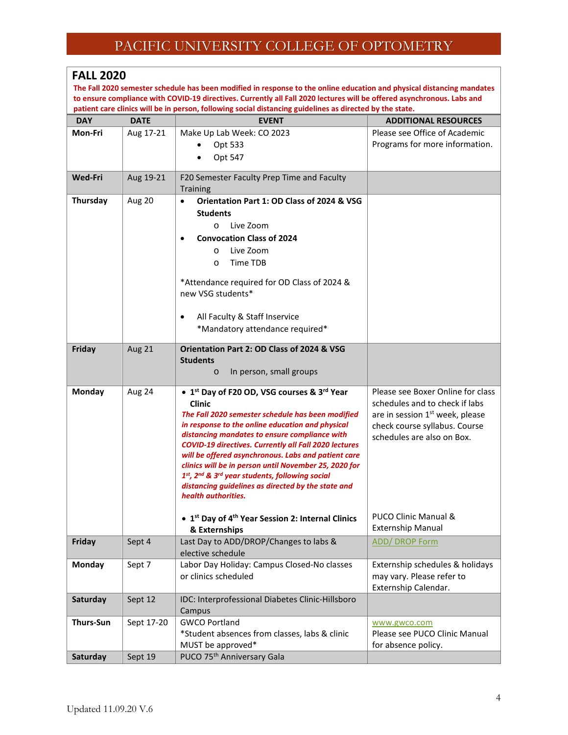## FALL 2020

**The Fall 2020 semester schedule has been modified in response to the online education and physical distancing mandates to ensure compliance with COVID-19 directives. Currently all Fall 2020 lectures will be offered asynchronous. Labs and patient care clinics will be in person, following social distancing guidelines as directed by the state.**

| DAY | DATE | EVENT | ADDITIONAL RESOURCES |
|---|---|---|---|
| **Mon-Fri** | Aug 17-21 | Make Up Lab Week: CO 2023<br>• Opt 533<br>• Opt 547 | Please see Office of Academic Programs for more information. |
| **Wed-Fri** | Aug 19-21 | F20 Semester Faculty Prep Time and Faculty Training | |
| **Thursday** | Aug 20 | • **Orientation Part 1: OD Class of 2024 & VSG Students**<br>o Live Zoom<br>• **Convocation Class of 2024**<br>o Live Zoom<br>o Time TDB<br><br>*Attendance required for OD Class of 2024 & new VSG students*<br><br>• All Faculty & Staff Inservice<br>*Mandatory attendance required* | |
| **Friday** | Aug 21 | **Orientation Part 2: OD Class of 2024 & VSG Students**<br>o In person, small groups | |
| **Monday** | Aug 24 | • **1st Day of F20 OD, VSG courses & 3rd Year Clinic**<br>***The Fall 2020 semester schedule has been modified in response to the online education and physical distancing mandates to ensure compliance with COVID-19 directives. Currently all Fall 2020 lectures will be offered asynchronous. Labs and patient care clinics will be in person until November 25, 2020 for 1st, 2nd & 3rd year students, following social distancing guidelines as directed by the state and health authorities.***<br><br>• **1st Day of 4th Year Session 2: Internal Clinics & Externships** | Please see Boxer Online for class schedules and to check if labs are in session 1st week, please check course syllabus. Course schedules are also on Box.<br><br>PUCO Clinic Manual & Externship Manual |
| **Friday** | Sept 4 | Last Day to ADD/DROP/Changes to labs & elective schedule | ADD/ DROP Form |
| **Monday** | Sept 7 | Labor Day Holiday: Campus Closed-No classes or clinics scheduled | Externship schedules & holidays may vary. Please refer to Externship Calendar. |
| **Saturday** | Sept 12 | IDC: Interprofessional Diabetes Clinic-Hillsboro Campus | |
| **Thurs-Sun** | Sept 17-20 | GWCO Portland<br>*Student absences from classes, labs & clinic MUST be approved* | www.gwco.com<br>Please see PUCO Clinic Manual for absence policy. |
| **Saturday** | Sept 19 | PUCO 75th Anniversary Gala | |

Updated 11.09.20 V.6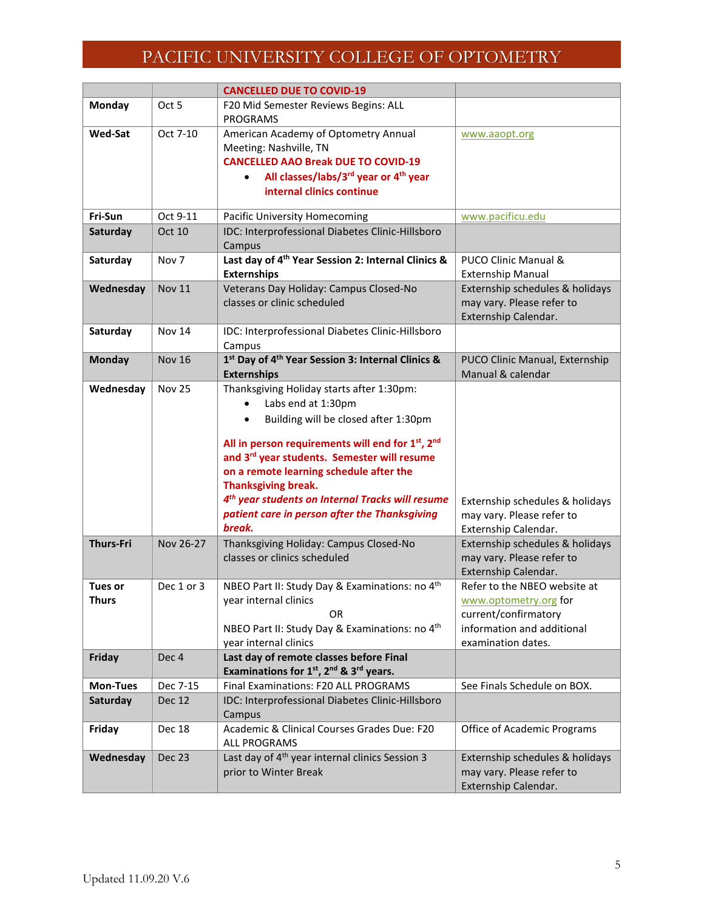| | | | |
|---|---|---|---|
| | | **CANCELLED DUE TO COVID-19** | |
| **Monday** | Oct 5 | F20 Mid Semester Reviews Begins: ALL PROGRAMS | |
| **Wed-Sat** | Oct 7-10 | American Academy of Optometry Annual Meeting: Nashville, TN<br>**CANCELLED AAO Break DUE TO COVID-19**<br>• **All classes/labs/3rd year or 4th year internal clinics continue** | www.aaopt.org |
| **Fri-Sun** | Oct 9-11 | Pacific University Homecoming | www.pacificu.edu |
| **Saturday** | Oct 10 | IDC: Interprofessional Diabetes Clinic-Hillsboro Campus | |
| **Saturday** | Nov 7 | **Last day of 4th Year Session 2: Internal Clinics & Externships** | PUCO Clinic Manual & Externship Manual |
| **Wednesday** | Nov 11 | Veterans Day Holiday: Campus Closed-No classes or clinic scheduled | Externship schedules & holidays may vary. Please refer to Externship Calendar. |
| **Saturday** | Nov 14 | IDC: Interprofessional Diabetes Clinic-Hillsboro Campus | |
| **Monday** | Nov 16 | **1st Day of 4th Year Session 3: Internal Clinics & Externships** | PUCO Clinic Manual, Externship Manual & calendar |
| **Wednesday** | Nov 25 | Thanksgiving Holiday starts after 1:30pm:<br>• Labs end at 1:30pm<br>• Building will be closed after 1:30pm<br><br>**All in person requirements will end for 1st, 2nd and 3rd year students. Semester will resume on a remote learning schedule after the Thanksgiving break.**<br>***4th year students on Internal Tracks will resume patient care in person after the Thanksgiving break.*** | Externship schedules & holidays may vary. Please refer to Externship Calendar. |
| **Thurs-Fri** | Nov 26-27 | Thanksgiving Holiday: Campus Closed-No classes or clinics scheduled | Externship schedules & holidays may vary. Please refer to Externship Calendar. |
| **Tues or Thurs** | Dec 1 or 3 | NBEO Part II: Study Day & Examinations: no 4th year internal clinics<br>OR<br>NBEO Part II: Study Day & Examinations: no 4th year internal clinics | Refer to the NBEO website at www.optometry.org for current/confirmatory information and additional examination dates. |
| **Friday** | Dec 4 | **Last day of remote classes before Final Examinations for 1st, 2nd & 3rd years.** | |
| **Mon-Tues** | Dec 7-15 | Final Examinations: F20 ALL PROGRAMS | See Finals Schedule on BOX. |
| **Saturday** | Dec 12 | IDC: Interprofessional Diabetes Clinic-Hillsboro Campus | |
| **Friday** | Dec 18 | Academic & Clinical Courses Grades Due: F20 ALL PROGRAMS | Office of Academic Programs |
| **Wednesday** | Dec 23 | Last day of 4th year internal clinics Session 3 prior to Winter Break | Externship schedules & holidays may vary. Please refer to Externship Calendar. |

Updated 11.09.20 V.6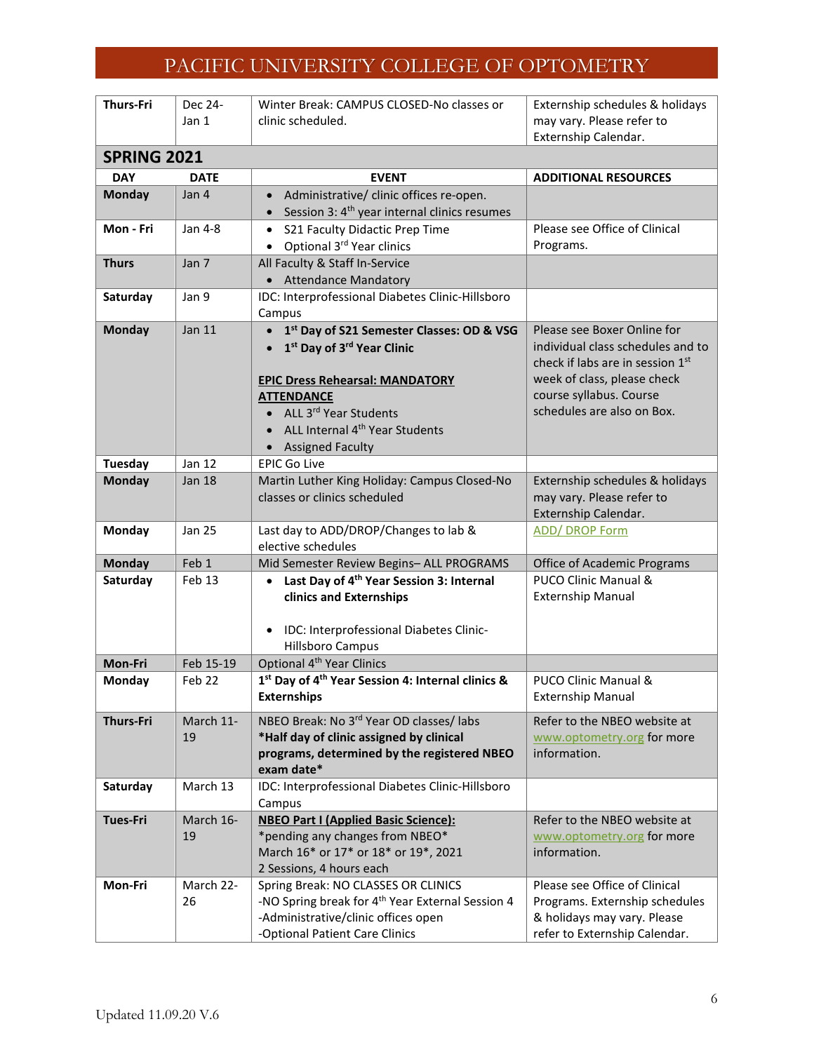| Thurs-Fri | Dec 24-Jan 1 | Winter Break: CAMPUS CLOSED-No classes or clinic scheduled. | Externship schedules & holidays may vary. Please refer to Externship Calendar. |
|---|---|---|---|

## SPRING 2021

| DAY | DATE | EVENT | ADDITIONAL RESOURCES |
|---|---|---|---|
| **Monday** | Jan 4 | • Administrative/ clinic offices re-open. <br> • Session 3: 4th year internal clinics resumes | |
| **Mon - Fri** | Jan 4-8 | • S21 Faculty Didactic Prep Time <br> • Optional 3rd Year clinics | Please see Office of Clinical Programs. |
| **Thurs** | Jan 7 | All Faculty & Staff In-Service <br> • Attendance Mandatory | |
| **Saturday** | Jan 9 | IDC: Interprofessional Diabetes Clinic-Hillsboro Campus | |
| **Monday** | Jan 11 | • **1st Day of S21 Semester Classes: OD & VSG** <br> • **1st Day of 3rd Year Clinic** <br><br> **EPIC Dress Rehearsal: MANDATORY ATTENDANCE** <br> • ALL 3rd Year Students <br> • ALL Internal 4th Year Students <br> • Assigned Faculty | Please see Boxer Online for individual class schedules and to check if labs are in session 1st week of class, please check course syllabus. Course schedules are also on Box. |
| **Tuesday** | Jan 12 | EPIC Go Live | |
| **Monday** | Jan 18 | Martin Luther King Holiday: Campus Closed-No classes or clinics scheduled | Externship schedules & holidays may vary. Please refer to Externship Calendar. |
| **Monday** | Jan 25 | Last day to ADD/DROP/Changes to lab & elective schedules | ADD/ DROP Form |
| **Monday** | Feb 1 | Mid Semester Review Begins– ALL PROGRAMS | Office of Academic Programs |
| **Saturday** | Feb 13 | • **Last Day of 4th Year Session 3: Internal clinics and Externships** <br><br> • IDC: Interprofessional Diabetes Clinic-Hillsboro Campus | PUCO Clinic Manual & Externship Manual |
| **Mon-Fri** | Feb 15-19 | Optional 4th Year Clinics | |
| **Monday** | Feb 22 | **1st Day of 4th Year Session 4: Internal clinics & Externships** | PUCO Clinic Manual & Externship Manual |
| **Thurs-Fri** | March 11-19 | NBEO Break: No 3rd Year OD classes/ labs <br> **\*Half day of clinic assigned by clinical programs, determined by the registered NBEO exam date\*** | Refer to the NBEO website at www.optometry.org for more information. |
| **Saturday** | March 13 | IDC: Interprofessional Diabetes Clinic-Hillsboro Campus | |
| **Tues-Fri** | March 16-19 | **NBEO Part I (Applied Basic Science):** <br> \*pending any changes from NBEO\* <br> March 16\* or 17\* or 18\* or 19\*, 2021 <br> 2 Sessions, 4 hours each | Refer to the NBEO website at www.optometry.org for more information. |
| **Mon-Fri** | March 22-26 | Spring Break: NO CLASSES OR CLINICS <br> -NO Spring break for 4th Year External Session 4 <br> -Administrative/clinic offices open <br> -Optional Patient Care Clinics | Please see Office of Clinical Programs. Externship schedules & holidays may vary. Please refer to Externship Calendar. |

Updated 11.09.20 V.6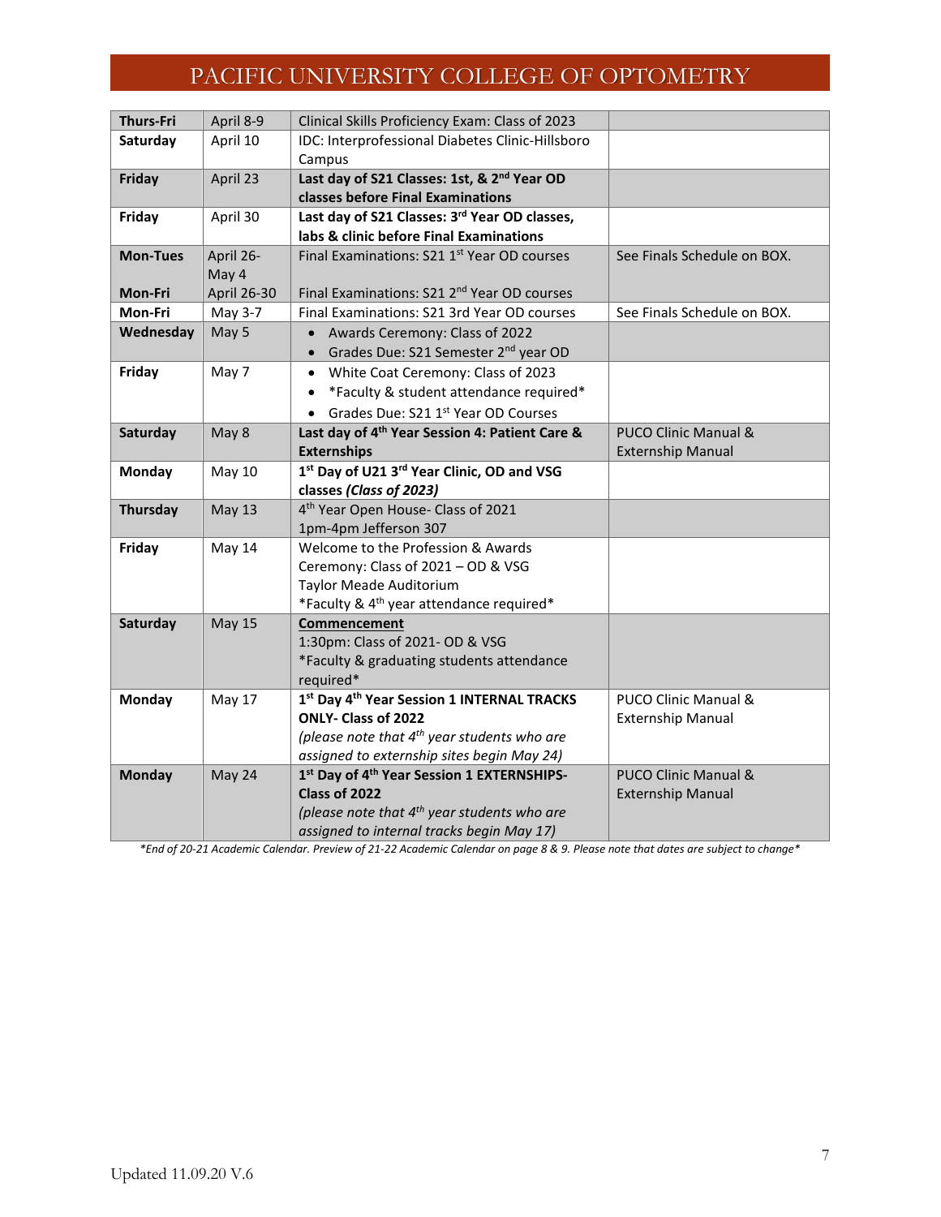# PACIFIC UNIVERSITY COLLEGE OF OPTOMETRY

| | | | |
|---|---|---|---|
| **Thurs-Fri** | April 8-9 | Clinical Skills Proficiency Exam: Class of 2023 | |
| **Saturday** | April 10 | IDC: Interprofessional Diabetes Clinic-Hillsboro Campus | |
| **Friday** | April 23 | **Last day of S21 Classes: 1st, & 2nd Year OD classes before Final Examinations** | |
| **Friday** | April 30 | **Last day of S21 Classes: 3rd Year OD classes, labs & clinic before Final Examinations** | |
| **Mon-Tues**<br><br>**Mon-Fri** | April 26-May 4<br>April 26-30 | Final Examinations: S21 1st Year OD courses<br><br>Final Examinations: S21 2nd Year OD courses | See Finals Schedule on BOX. |
| **Mon-Fri** | May 3-7 | Final Examinations: S21 3rd Year OD courses | See Finals Schedule on BOX. |
| **Wednesday** | May 5 | • Awards Ceremony: Class of 2022<br>• Grades Due: S21 Semester 2nd year OD | |
| **Friday** | May 7 | • White Coat Ceremony: Class of 2023<br>• *Faculty & student attendance required*<br>• Grades Due: S21 1st Year OD Courses | |
| **Saturday** | May 8 | **Last day of 4th Year Session 4: Patient Care & Externships** | PUCO Clinic Manual & Externship Manual |
| **Monday** | May 10 | **1st Day of U21 3rd Year Clinic, OD and VSG classes *(Class of 2023)*** | |
| **Thursday** | May 13 | 4th Year Open House- Class of 2021<br>1pm-4pm Jefferson 307 | |
| **Friday** | May 14 | Welcome to the Profession & Awards Ceremony: Class of 2021 – OD & VSG<br>Taylor Meade Auditorium<br>*Faculty & 4th year attendance required* | |
| **Saturday** | May 15 | **<u>Commencement</u>**<br>1:30pm: Class of 2021- OD & VSG<br>*Faculty & graduating students attendance required* | |
| **Monday** | May 17 | **1st Day 4th Year Session 1 INTERNAL TRACKS ONLY- Class of 2022**<br>*(please note that 4th year students who are assigned to externship sites begin May 24)* | PUCO Clinic Manual & Externship Manual |
| **Monday** | May 24 | **1st Day of 4th Year Session 1 EXTERNSHIPS- Class of 2022**<br>*(please note that 4th year students who are assigned to internal tracks begin May 17)* | PUCO Clinic Manual & Externship Manual |

*\*End of 20-21 Academic Calendar. Preview of 21-22 Academic Calendar on page 8 & 9. Please note that dates are subject to change\**

Updated 11.09.20 V.6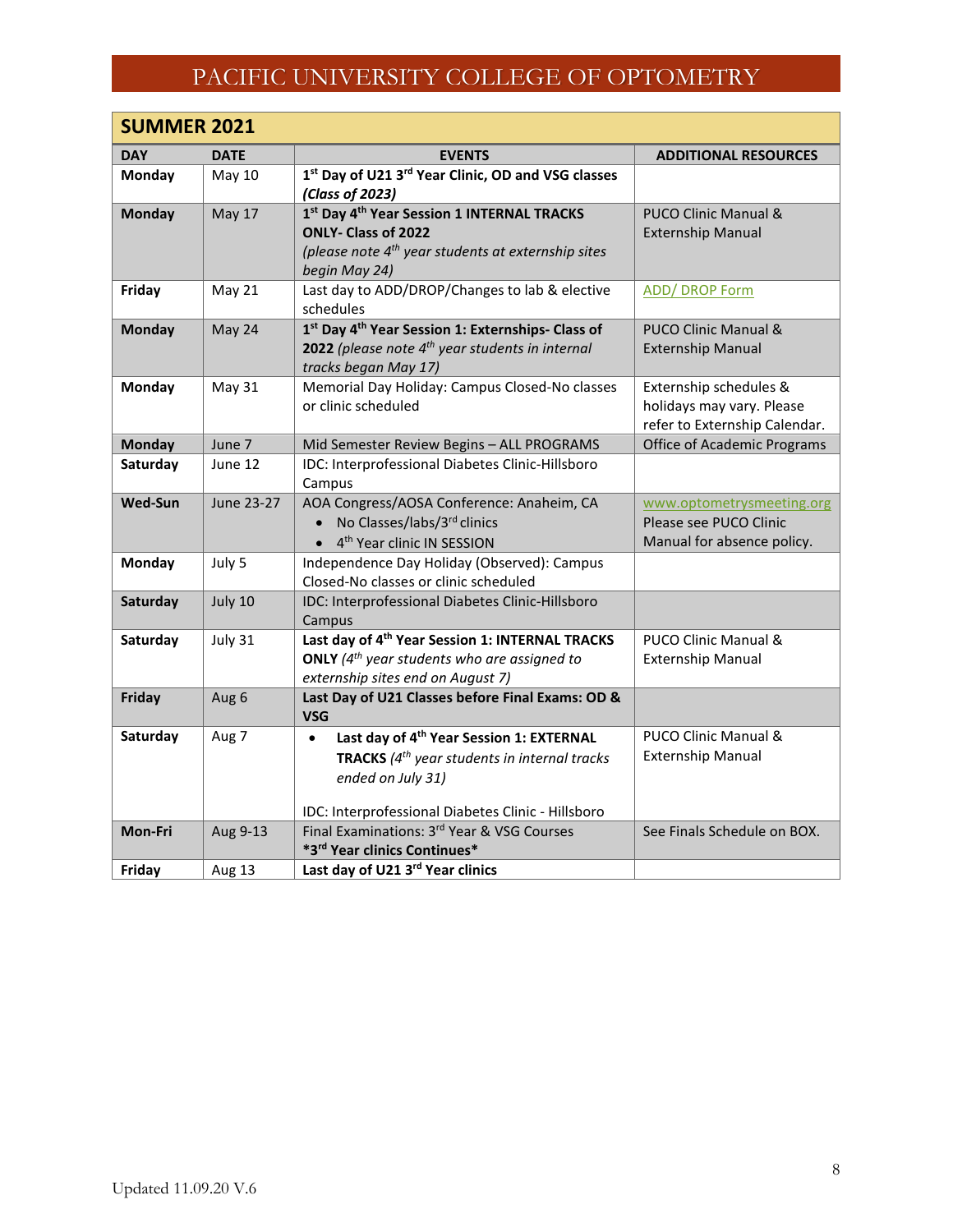# PACIFIC UNIVERSITY COLLEGE OF OPTOMETRY

## SUMMER 2021

| DAY | DATE | EVENTS | ADDITIONAL RESOURCES |
|---|---|---|---|
| **Monday** | May 10 | **1st Day of U21 3rd Year Clinic, OD and VSG classes *(Class of 2023)*** | |
| **Monday** | May 17 | **1st Day 4th Year Session 1 INTERNAL TRACKS ONLY- Class of 2022** *(please note 4th year students at externship sites begin May 24)* | PUCO Clinic Manual & Externship Manual |
| **Friday** | May 21 | Last day to ADD/DROP/Changes to lab & elective schedules | ADD/ DROP Form |
| **Monday** | May 24 | **1st Day 4th Year Session 1: Externships- Class of 2022** *(please note 4th year students in internal tracks began May 17)* | PUCO Clinic Manual & Externship Manual |
| **Monday** | May 31 | Memorial Day Holiday: Campus Closed-No classes or clinic scheduled | Externship schedules & holidays may vary. Please refer to Externship Calendar. |
| **Monday** | June 7 | Mid Semester Review Begins – ALL PROGRAMS | Office of Academic Programs |
| **Saturday** | June 12 | IDC: Interprofessional Diabetes Clinic-Hillsboro Campus | |
| **Wed-Sun** | June 23-27 | AOA Congress/AOSA Conference: Anaheim, CA<br>• No Classes/labs/3rd clinics<br>• 4th Year clinic IN SESSION | www.optometrysmeeting.org<br>Please see PUCO Clinic Manual for absence policy. |
| **Monday** | July 5 | Independence Day Holiday (Observed): Campus Closed-No classes or clinic scheduled | |
| **Saturday** | July 10 | IDC: Interprofessional Diabetes Clinic-Hillsboro Campus | |
| **Saturday** | July 31 | **Last day of 4th Year Session 1: INTERNAL TRACKS ONLY** *(4th year students who are assigned to externship sites end on August 7)* | PUCO Clinic Manual & Externship Manual |
| **Friday** | Aug 6 | **Last Day of U21 Classes before Final Exams: OD & VSG** | |
| **Saturday** | Aug 7 | • **Last day of 4th Year Session 1: EXTERNAL TRACKS** *(4th year students in internal tracks ended on July 31)*<br><br>IDC: Interprofessional Diabetes Clinic - Hillsboro | PUCO Clinic Manual & Externship Manual |
| **Mon-Fri** | Aug 9-13 | Final Examinations: 3rd Year & VSG Courses<br>**\*3rd Year clinics Continues\*** | See Finals Schedule on BOX. |
| **Friday** | Aug 13 | **Last day of U21 3rd Year clinics** | |

Updated 11.09.20 V.6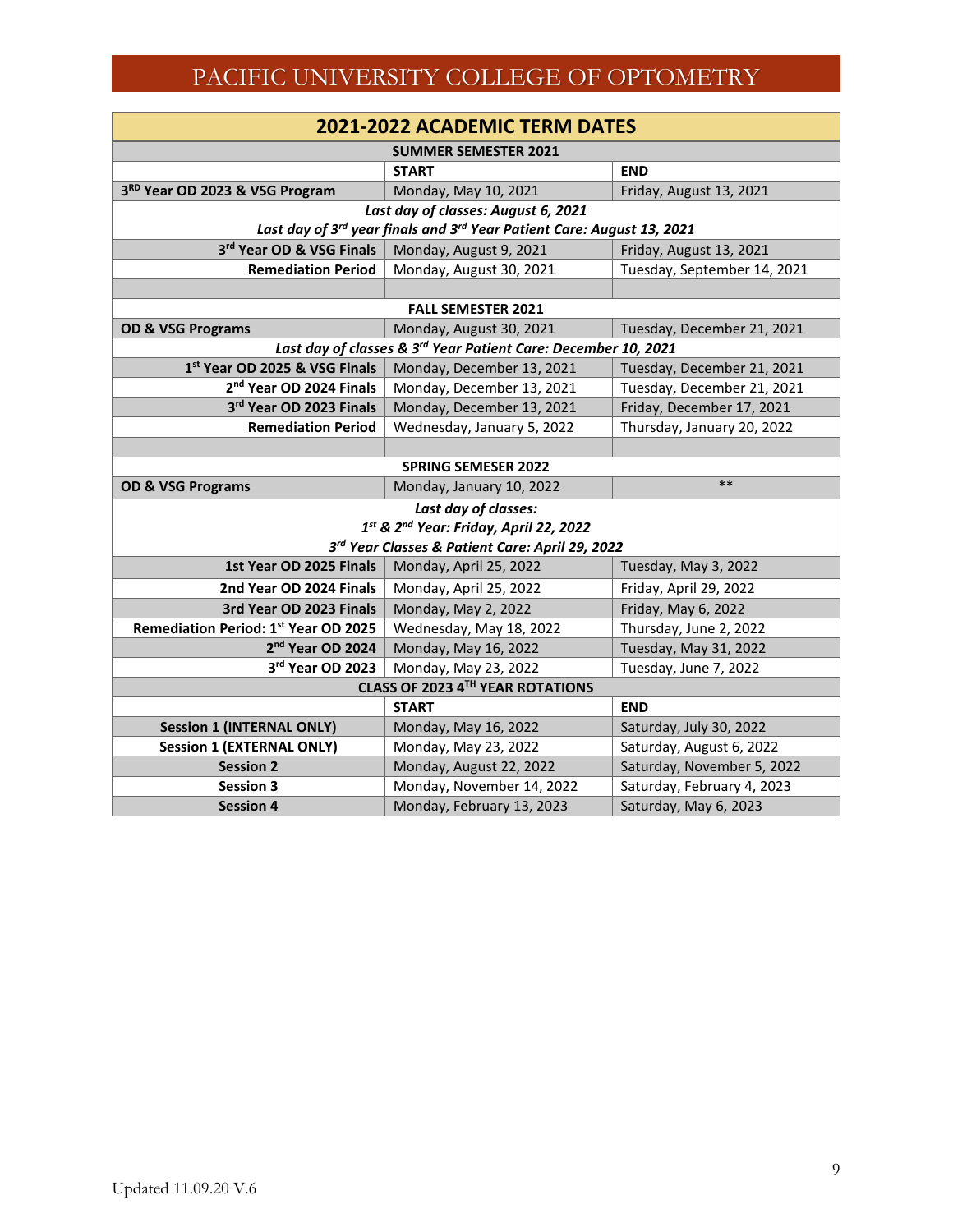# PACIFIC UNIVERSITY COLLEGE OF OPTOMETRY

| 2021-2022 ACADEMIC TERM DATES | | |
|---|---|---|
| **SUMMER SEMESTER 2021** | | |
| | **START** | **END** |
| **3RD Year OD 2023 & VSG Program** | Monday, May 10, 2021 | Friday, August 13, 2021 |
| *Last day of classes: August 6, 2021* | | |
| *Last day of 3rd year finals and 3rd Year Patient Care: August 13, 2021* | | |
| **3rd Year OD & VSG Finals** | Monday, August 9, 2021 | Friday, August 13, 2021 |
| **Remediation Period** | Monday, August 30, 2021 | Tuesday, September 14, 2021 |
| | | |
| **FALL SEMESTER 2021** | | |
| **OD & VSG Programs** | Monday, August 30, 2021 | Tuesday, December 21, 2021 |
| *Last day of classes & 3rd Year Patient Care: December 10, 2021* | | |
| **1st Year OD 2025 & VSG Finals** | Monday, December 13, 2021 | Tuesday, December 21, 2021 |
| **2nd Year OD 2024 Finals** | Monday, December 13, 2021 | Tuesday, December 21, 2021 |
| **3rd Year OD 2023 Finals** | Monday, December 13, 2021 | Friday, December 17, 2021 |
| **Remediation Period** | Wednesday, January 5, 2022 | Thursday, January 20, 2022 |
| | | |
| **SPRING SEMESER 2022** | | |
| **OD & VSG Programs** | Monday, January 10, 2022 | ** |
| *Last day of classes:* *1st & 2nd Year: Friday, April 22, 2022* *3rd Year Classes & Patient Care: April 29, 2022* | | |
| **1st Year OD 2025 Finals** | Monday, April 25, 2022 | Tuesday, May 3, 2022 |
| **2nd Year OD 2024 Finals** | Monday, April 25, 2022 | Friday, April 29, 2022 |
| **3rd Year OD 2023 Finals** | Monday, May 2, 2022 | Friday, May 6, 2022 |
| **Remediation Period: 1st Year OD 2025** | Wednesday, May 18, 2022 | Thursday, June 2, 2022 |
| **2nd Year OD 2024** | Monday, May 16, 2022 | Tuesday, May 31, 2022 |
| **3rd Year OD 2023** | Monday, May 23, 2022 | Tuesday, June 7, 2022 |
| **CLASS OF 2023 4TH YEAR ROTATIONS** | | |
| | **START** | **END** |
| **Session 1 (INTERNAL ONLY)** | Monday, May 16, 2022 | Saturday, July 30, 2022 |
| **Session 1 (EXTERNAL ONLY)** | Monday, May 23, 2022 | Saturday, August 6, 2022 |
| **Session 2** | Monday, August 22, 2022 | Saturday, November 5, 2022 |
| **Session 3** | Monday, November 14, 2022 | Saturday, February 4, 2023 |
| **Session 4** | Monday, February 13, 2023 | Saturday, May 6, 2023 |

Updated 11.09.20 V.6